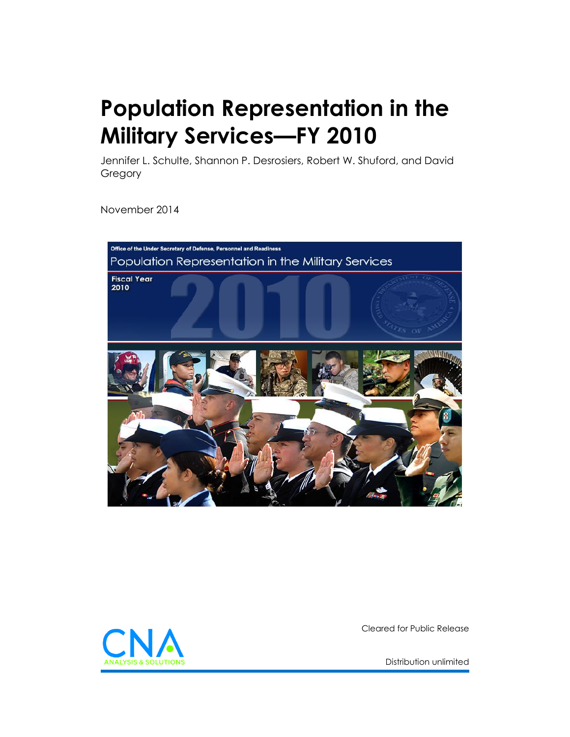# Population Representation in the Military Services—FY 2010

Jennifer L. Schulte, Shannon P. Desrosiers, Robert W. Shuford, and David Gregory

November 2014

Cleared for Public Release

Distribution unlimited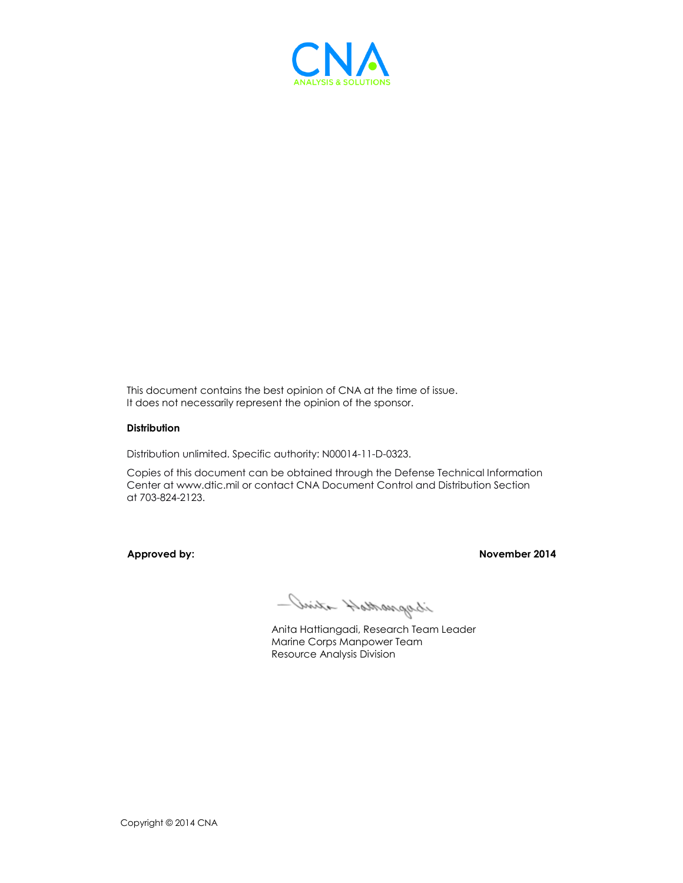CNA

ANALYSIS & SOLUTIONS

This document contains the best opinion of CNA at the time of issue.
It does not necessarily represent the opinion of the sponsor.

**Distribution**

Distribution unlimited. Specific authority: N00014-11-D-0323.

Copies of this document can be obtained through the Defense Technical Information Center at www.dtic.mil or contact CNA Document Control and Distribution Section at 703-824-2123.

**Approved by:** **November 2014**

Anita Hattiangadi, Research Team Leader
Marine Corps Manpower Team
Resource Analysis Division

Copyright © 2014 CNA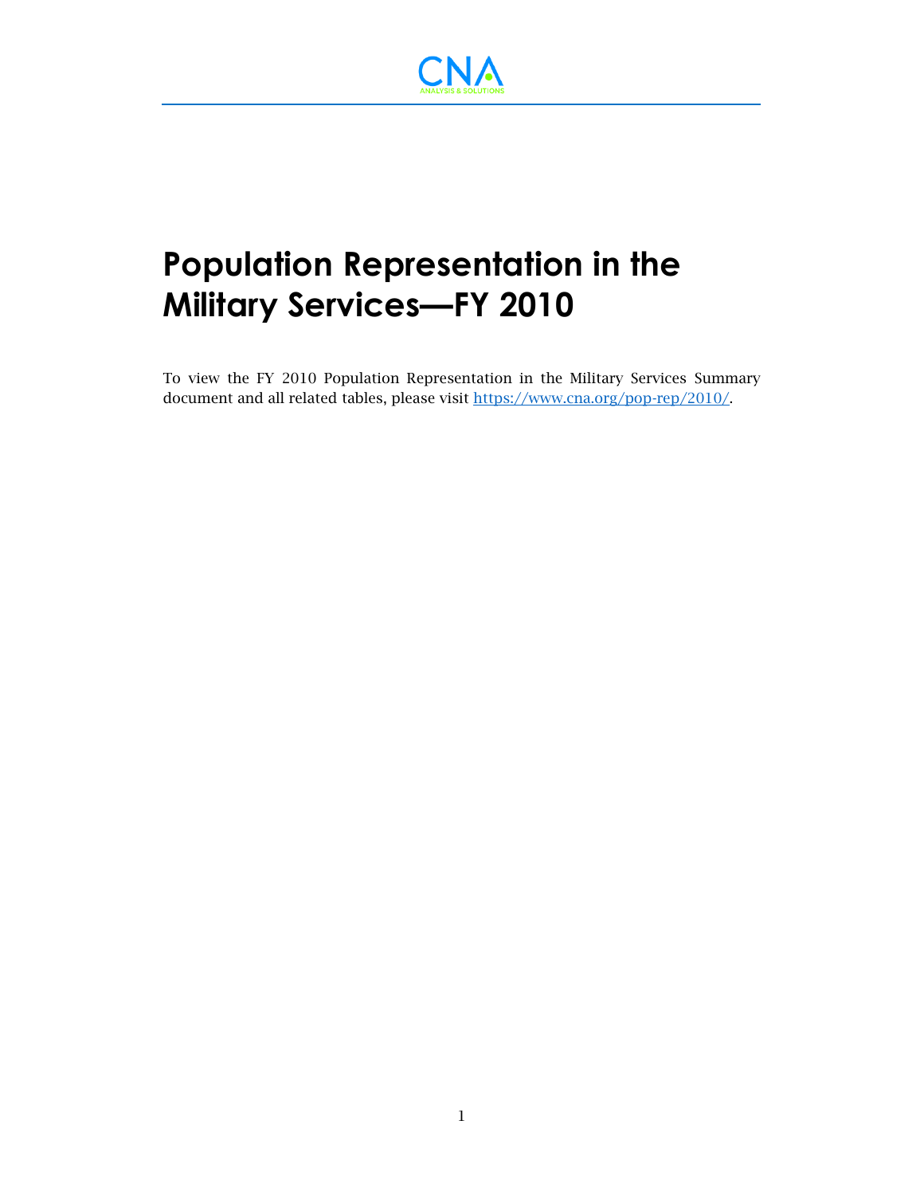# Population Representation in the Military Services—FY 2010

To view the FY 2010 Population Representation in the Military Services Summary document and all related tables, please visit https://www.cna.org/pop-rep/2010/.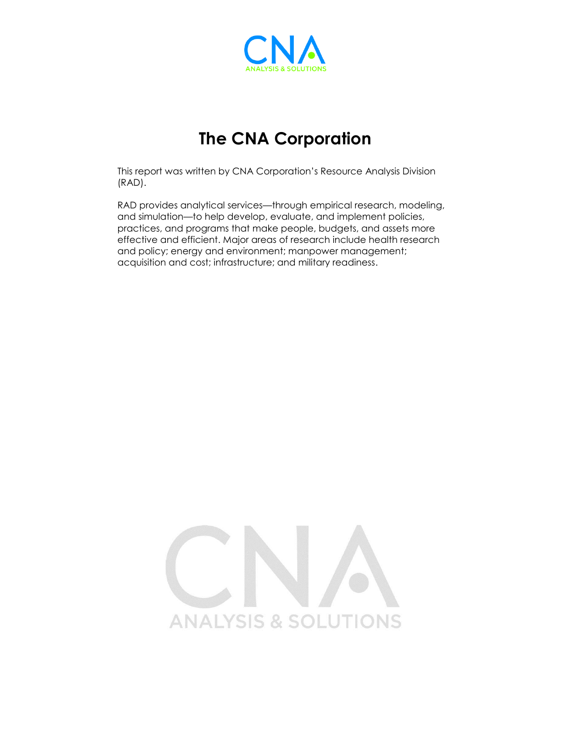# The CNA Corporation

This report was written by CNA Corporation's Resource Analysis Division (RAD).

RAD provides analytical services—through empirical research, modeling, and simulation—to help develop, evaluate, and implement policies, practices, and programs that make people, budgets, and assets more effective and efficient. Major areas of research include health research and policy; energy and environment; manpower management; acquisition and cost; infrastructure; and military readiness.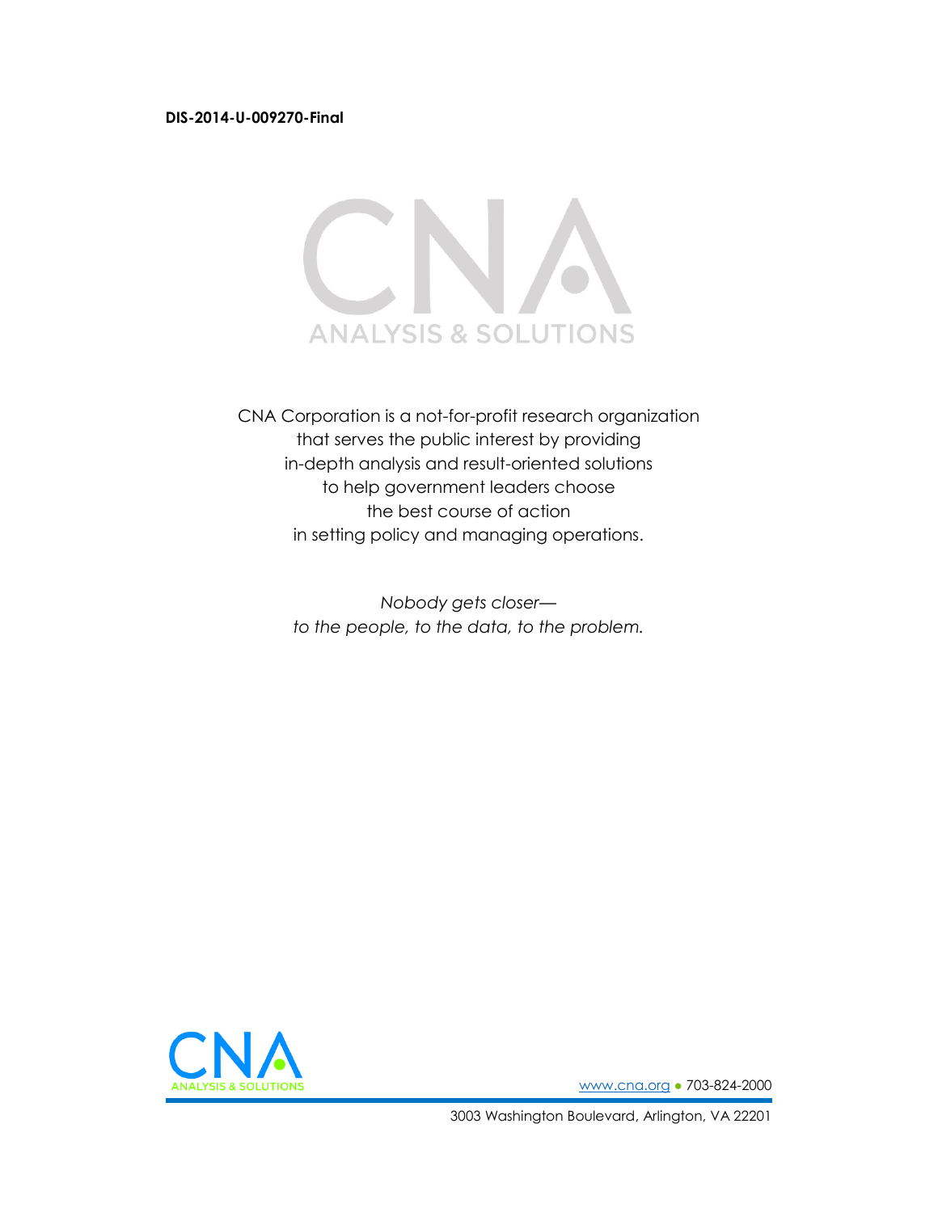**DIS-2014-U-009270-Final**

CNA

ANALYSIS & SOLUTIONS

CNA Corporation is a not-for-profit research organization
that serves the public interest by providing
in-depth analysis and result-oriented solutions
to help government leaders choose
the best course of action
in setting policy and managing operations.

*Nobody gets closer—*
*to the people, to the data, to the problem.*

CNA
ANALYSIS & SOLUTIONS

www.cna.org • 703-824-2000

3003 Washington Boulevard, Arlington, VA 22201